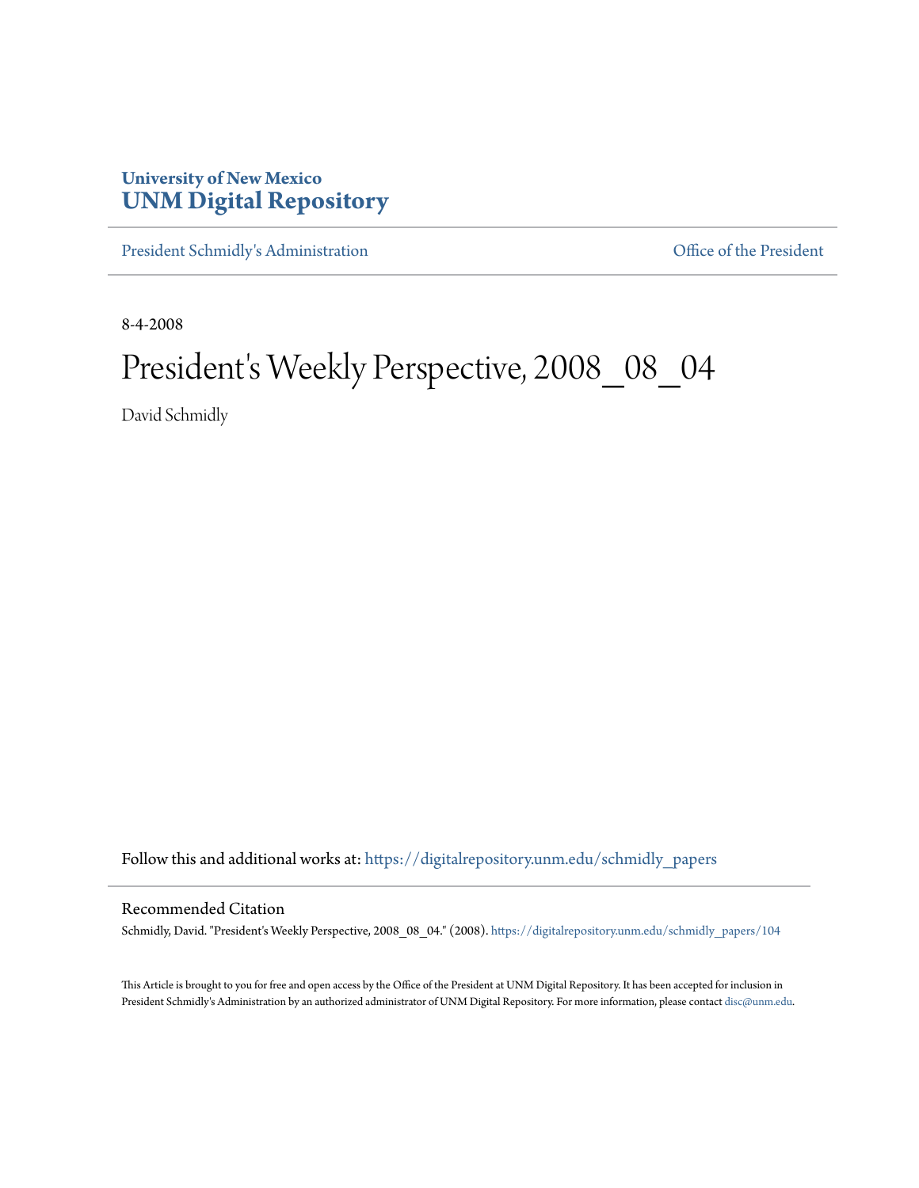University of New Mexico
**UNM Digital Repository**

President Schmidly's Administration

Office of the President

8-4-2008

# President's Weekly Perspective, 2008_08_04

David Schmidly

Follow this and additional works at: https://digitalrepository.unm.edu/schmidly_papers

## Recommended Citation

Schmidly, David. "President's Weekly Perspective, 2008_08_04." (2008). https://digitalrepository.unm.edu/schmidly_papers/104

This Article is brought to you for free and open access by the Office of the President at UNM Digital Repository. It has been accepted for inclusion in President Schmidly's Administration by an authorized administrator of UNM Digital Repository. For more information, please contact disc@unm.edu.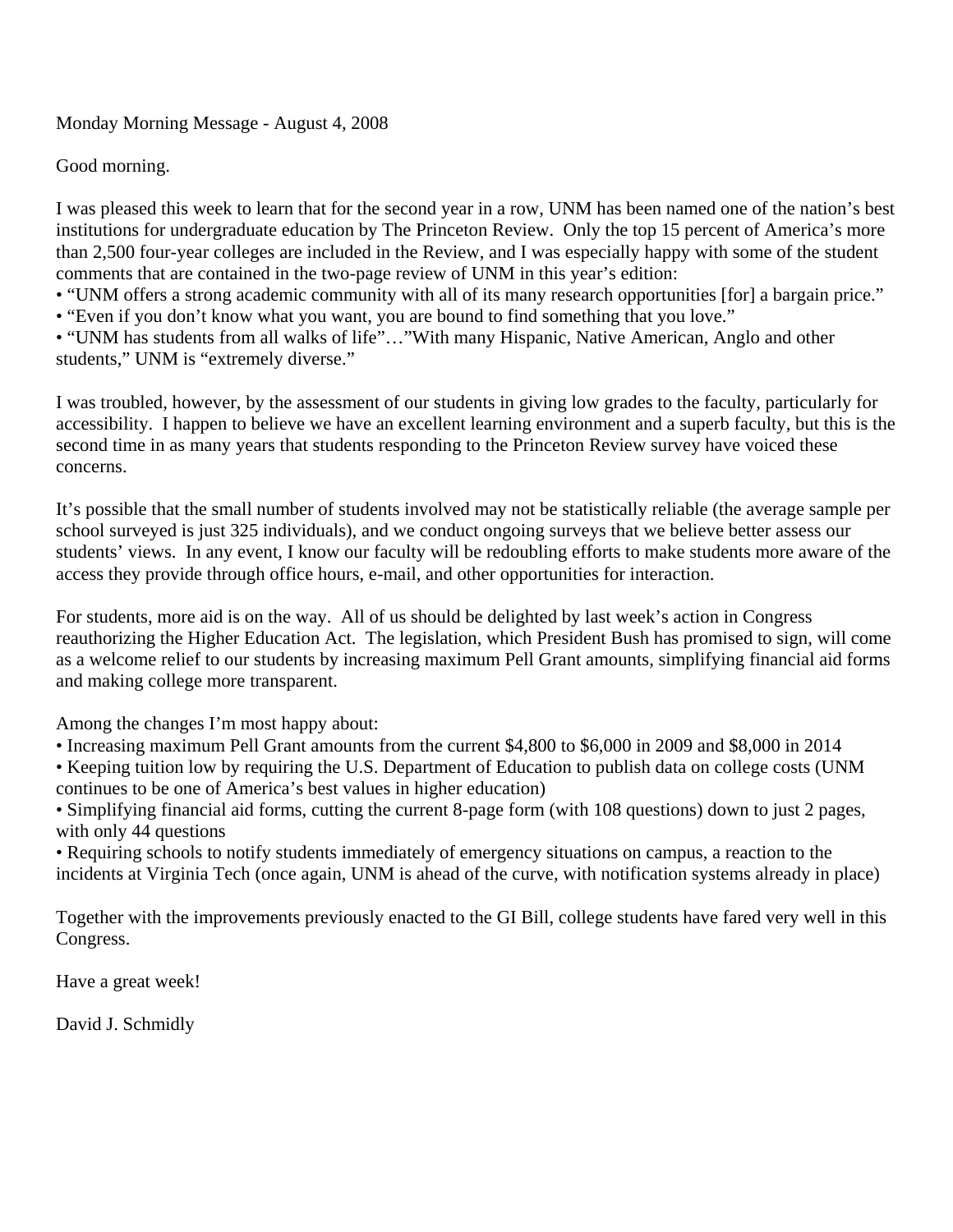Monday Morning Message - August 4, 2008

Good morning.

I was pleased this week to learn that for the second year in a row, UNM has been named one of the nation's best institutions for undergraduate education by The Princeton Review. Only the top 15 percent of America's more than 2,500 four-year colleges are included in the Review, and I was especially happy with some of the student comments that are contained in the two-page review of UNM in this year's edition:

- "UNM offers a strong academic community with all of its many research opportunities [for] a bargain price."
- "Even if you don't know what you want, you are bound to find something that you love."
- "UNM has students from all walks of life"…"With many Hispanic, Native American, Anglo and other students," UNM is "extremely diverse."

I was troubled, however, by the assessment of our students in giving low grades to the faculty, particularly for accessibility. I happen to believe we have an excellent learning environment and a superb faculty, but this is the second time in as many years that students responding to the Princeton Review survey have voiced these concerns.

It's possible that the small number of students involved may not be statistically reliable (the average sample per school surveyed is just 325 individuals), and we conduct ongoing surveys that we believe better assess our students' views. In any event, I know our faculty will be redoubling efforts to make students more aware of the access they provide through office hours, e-mail, and other opportunities for interaction.

For students, more aid is on the way. All of us should be delighted by last week's action in Congress reauthorizing the Higher Education Act. The legislation, which President Bush has promised to sign, will come as a welcome relief to our students by increasing maximum Pell Grant amounts, simplifying financial aid forms and making college more transparent.

Among the changes I'm most happy about:

- Increasing maximum Pell Grant amounts from the current $4,800 to $6,000 in 2009 and $8,000 in 2014
- Keeping tuition low by requiring the U.S. Department of Education to publish data on college costs (UNM continues to be one of America's best values in higher education)
- Simplifying financial aid forms, cutting the current 8-page form (with 108 questions) down to just 2 pages, with only 44 questions
- Requiring schools to notify students immediately of emergency situations on campus, a reaction to the incidents at Virginia Tech (once again, UNM is ahead of the curve, with notification systems already in place)

Together with the improvements previously enacted to the GI Bill, college students have fared very well in this Congress.

Have a great week!

David J. Schmidly